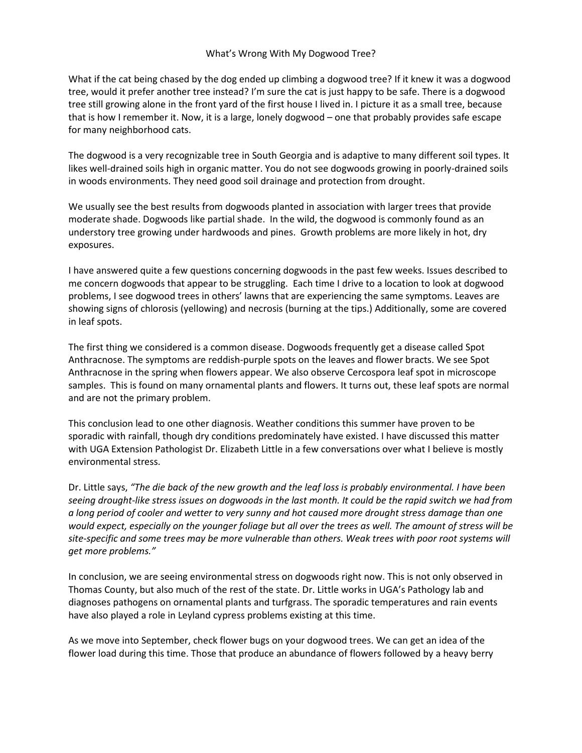# What's Wrong With My Dogwood Tree?

What if the cat being chased by the dog ended up climbing a dogwood tree? If it knew it was a dogwood tree, would it prefer another tree instead? I'm sure the cat is just happy to be safe. There is a dogwood tree still growing alone in the front yard of the first house I lived in. I picture it as a small tree, because that is how I remember it. Now, it is a large, lonely dogwood – one that probably provides safe escape for many neighborhood cats.

The dogwood is a very recognizable tree in South Georgia and is adaptive to many different soil types. It likes well-drained soils high in organic matter. You do not see dogwoods growing in poorly-drained soils in woods environments. They need good soil drainage and protection from drought.

We usually see the best results from dogwoods planted in association with larger trees that provide moderate shade. Dogwoods like partial shade. In the wild, the dogwood is commonly found as an understory tree growing under hardwoods and pines. Growth problems are more likely in hot, dry exposures.

I have answered quite a few questions concerning dogwoods in the past few weeks. Issues described to me concern dogwoods that appear to be struggling. Each time I drive to a location to look at dogwood problems, I see dogwood trees in others' lawns that are experiencing the same symptoms. Leaves are showing signs of chlorosis (yellowing) and necrosis (burning at the tips.) Additionally, some are covered in leaf spots.

The first thing we considered is a common disease. Dogwoods frequently get a disease called Spot Anthracnose. The symptoms are reddish-purple spots on the leaves and flower bracts. We see Spot Anthracnose in the spring when flowers appear. We also observe Cercospora leaf spot in microscope samples. This is found on many ornamental plants and flowers. It turns out, these leaf spots are normal and are not the primary problem.

This conclusion lead to one other diagnosis. Weather conditions this summer have proven to be sporadic with rainfall, though dry conditions predominately have existed. I have discussed this matter with UGA Extension Pathologist Dr. Elizabeth Little in a few conversations over what I believe is mostly environmental stress.

Dr. Little says, *"The die back of the new growth and the leaf loss is probably environmental. I have been seeing drought-like stress issues on dogwoods in the last month. It could be the rapid switch we had from a long period of cooler and wetter to very sunny and hot caused more drought stress damage than one would expect, especially on the younger foliage but all over the trees as well. The amount of stress will be site-specific and some trees may be more vulnerable than others. Weak trees with poor root systems will get more problems."*

In conclusion, we are seeing environmental stress on dogwoods right now. This is not only observed in Thomas County, but also much of the rest of the state. Dr. Little works in UGA's Pathology lab and diagnoses pathogens on ornamental plants and turfgrass. The sporadic temperatures and rain events have also played a role in Leyland cypress problems existing at this time.

As we move into September, check flower bugs on your dogwood trees. We can get an idea of the flower load during this time. Those that produce an abundance of flowers followed by a heavy berry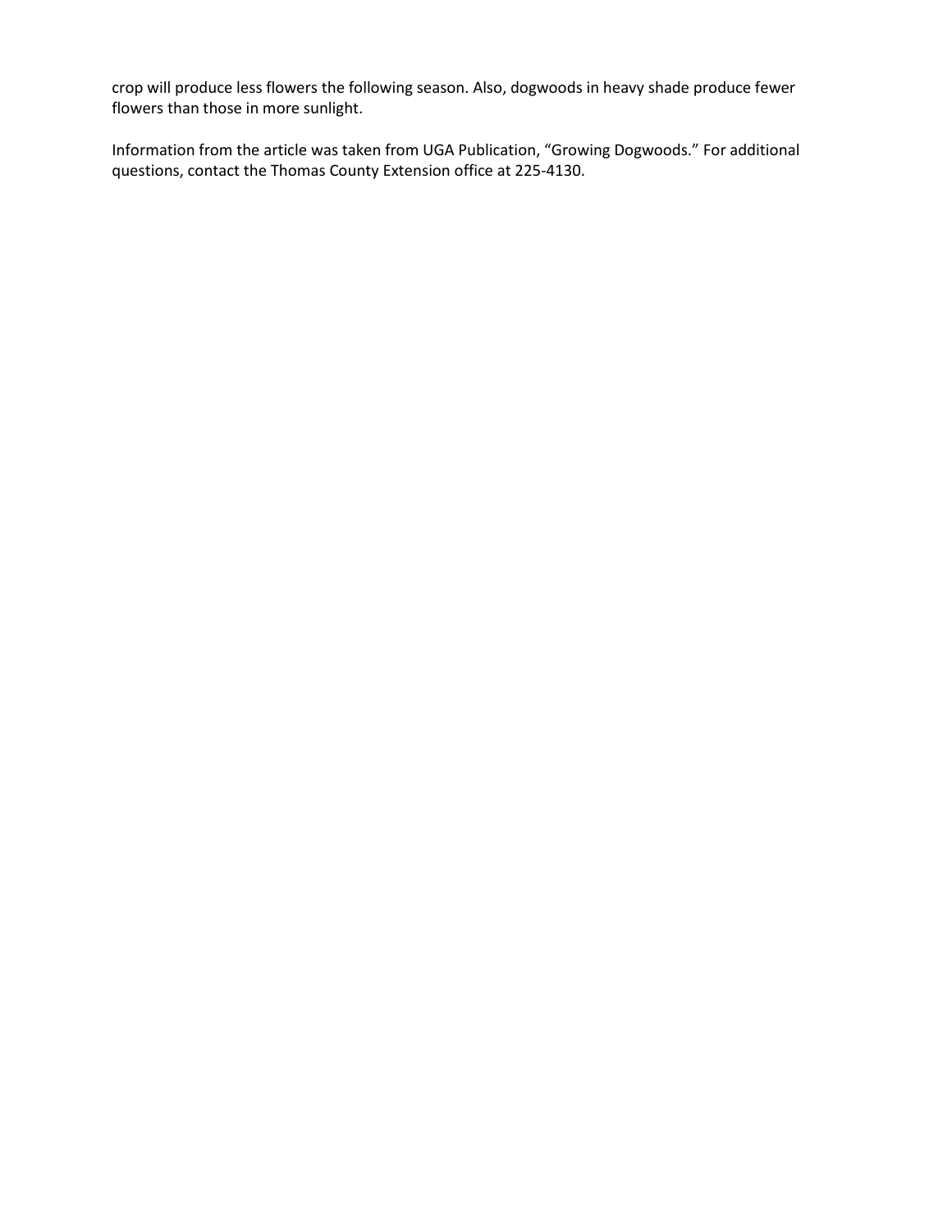crop will produce less flowers the following season. Also, dogwoods in heavy shade produce fewer flowers than those in more sunlight.

Information from the article was taken from UGA Publication, "Growing Dogwoods." For additional questions, contact the Thomas County Extension office at 225-4130.